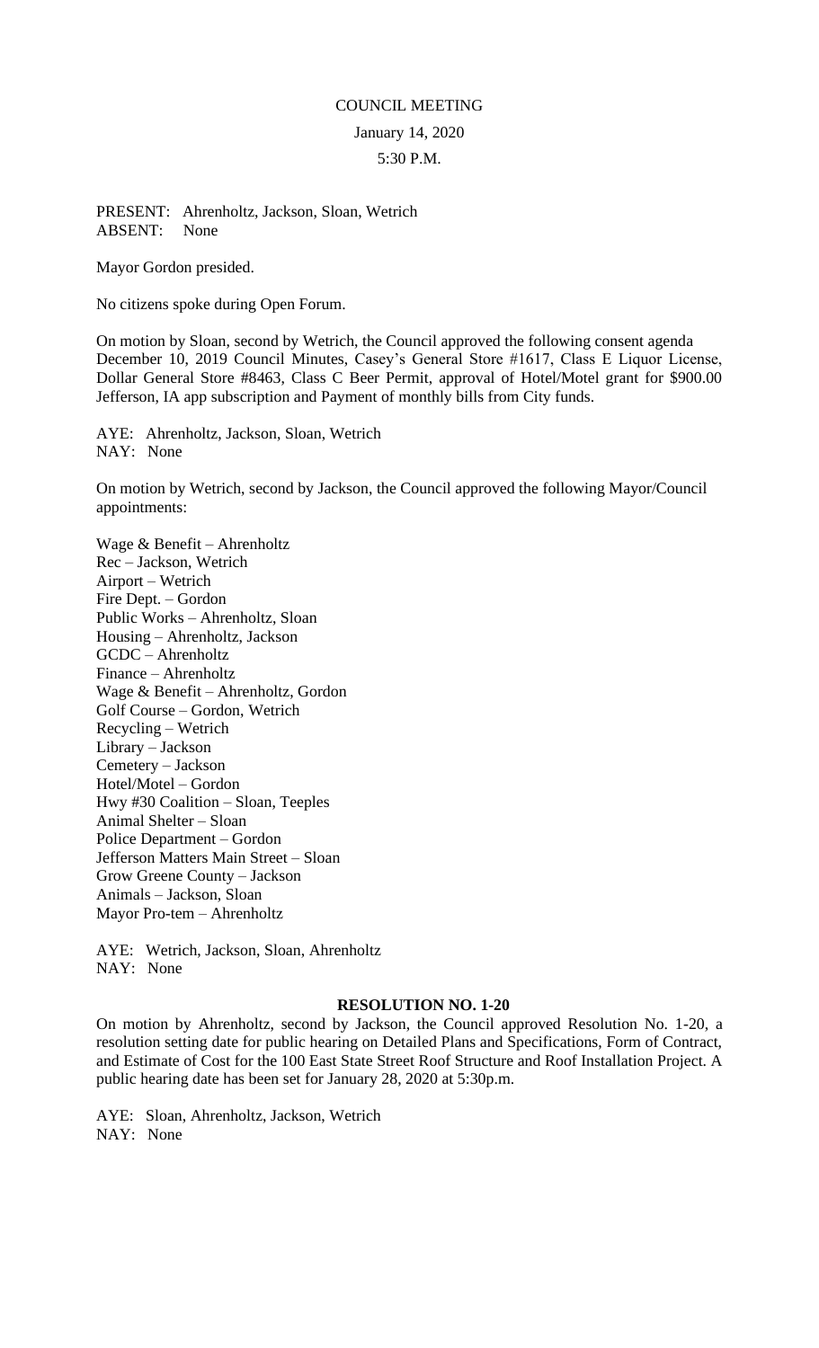COUNCIL MEETING

January 14, 2020

5:30 P.M.

PRESENT: Ahrenholtz, Jackson, Sloan, Wetrich
ABSENT: None

Mayor Gordon presided.

No citizens spoke during Open Forum.

On motion by Sloan, second by Wetrich, the Council approved the following consent agenda December 10, 2019 Council Minutes, Casey's General Store #1617, Class E Liquor License, Dollar General Store #8463, Class C Beer Permit, approval of Hotel/Motel grant for $900.00 Jefferson, IA app subscription and Payment of monthly bills from City funds.

AYE: Ahrenholtz, Jackson, Sloan, Wetrich
NAY: None

On motion by Wetrich, second by Jackson, the Council approved the following Mayor/Council appointments:

Wage & Benefit – Ahrenholtz
Rec – Jackson, Wetrich
Airport – Wetrich
Fire Dept. – Gordon
Public Works – Ahrenholtz, Sloan
Housing – Ahrenholtz, Jackson
GCDC – Ahrenholtz
Finance – Ahrenholtz
Wage & Benefit – Ahrenholtz, Gordon
Golf Course – Gordon, Wetrich
Recycling – Wetrich
Library – Jackson
Cemetery – Jackson
Hotel/Motel – Gordon
Hwy #30 Coalition – Sloan, Teeples
Animal Shelter – Sloan
Police Department – Gordon
Jefferson Matters Main Street – Sloan
Grow Greene County – Jackson
Animals – Jackson, Sloan
Mayor Pro-tem – Ahrenholtz

AYE: Wetrich, Jackson, Sloan, Ahrenholtz
NAY: None

**RESOLUTION NO. 1-20**

On motion by Ahrenholtz, second by Jackson, the Council approved Resolution No. 1-20, a resolution setting date for public hearing on Detailed Plans and Specifications, Form of Contract, and Estimate of Cost for the 100 East State Street Roof Structure and Roof Installation Project. A public hearing date has been set for January 28, 2020 at 5:30p.m.

AYE: Sloan, Ahrenholtz, Jackson, Wetrich
NAY: None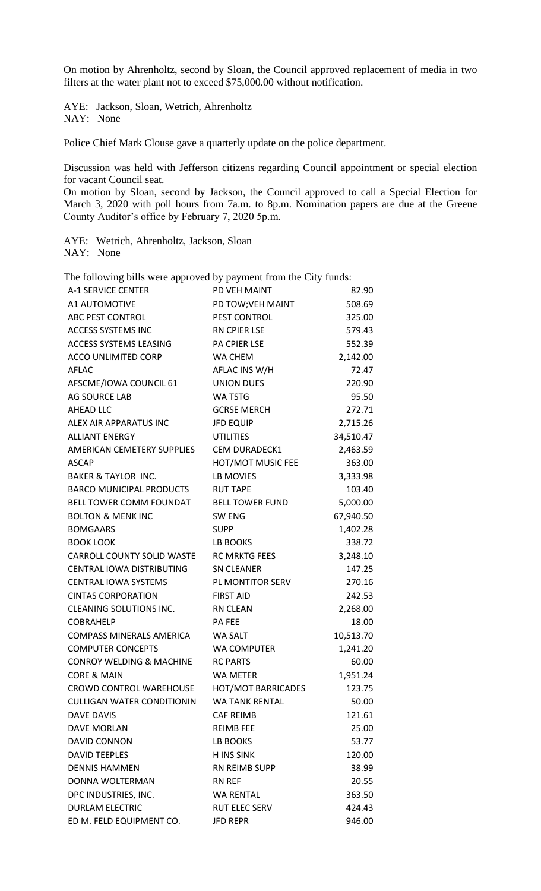On motion by Ahrenholtz, second by Sloan, the Council approved replacement of media in two filters at the water plant not to exceed $75,000.00 without notification.

AYE: Jackson, Sloan, Wetrich, Ahrenholtz
NAY: None

Police Chief Mark Clouse gave a quarterly update on the police department.

Discussion was held with Jefferson citizens regarding Council appointment or special election for vacant Council seat.

On motion by Sloan, second by Jackson, the Council approved to call a Special Election for March 3, 2020 with poll hours from 7a.m. to 8p.m. Nomination papers are due at the Greene County Auditor's office by February 7, 2020 5p.m.

AYE: Wetrich, Ahrenholtz, Jackson, Sloan
NAY: None

The following bills were approved by payment from the City funds:

| | | |
|---|---|---|
| A-1 SERVICE CENTER | PD VEH MAINT | 82.90 |
| A1 AUTOMOTIVE | PD TOW;VEH MAINT | 508.69 |
| ABC PEST CONTROL | PEST CONTROL | 325.00 |
| ACCESS SYSTEMS INC | RN CPIER LSE | 579.43 |
| ACCESS SYSTEMS LEASING | PA CPIER LSE | 552.39 |
| ACCO UNLIMITED CORP | WA CHEM | 2,142.00 |
| AFLAC | AFLAC INS W/H | 72.47 |
| AFSCME/IOWA COUNCIL 61 | UNION DUES | 220.90 |
| AG SOURCE LAB | WA TSTG | 95.50 |
| AHEAD LLC | GCRSE MERCH | 272.71 |
| ALEX AIR APPARATUS INC | JFD EQUIP | 2,715.26 |
| ALLIANT ENERGY | UTILITIES | 34,510.47 |
| AMERICAN CEMETERY SUPPLIES | CEM DURADECK1 | 2,463.59 |
| ASCAP | HOT/MOT MUSIC FEE | 363.00 |
| BAKER & TAYLOR INC. | LB MOVIES | 3,333.98 |
| BARCO MUNICIPAL PRODUCTS | RUT TAPE | 103.40 |
| BELL TOWER COMM FOUNDAT | BELL TOWER FUND | 5,000.00 |
| BOLTON & MENK INC | SW ENG | 67,940.50 |
| BOMGAARS | SUPP | 1,402.28 |
| BOOK LOOK | LB BOOKS | 338.72 |
| CARROLL COUNTY SOLID WASTE | RC MRKTG FEES | 3,248.10 |
| CENTRAL IOWA DISTRIBUTING | SN CLEANER | 147.25 |
| CENTRAL IOWA SYSTEMS | PL MONTITOR SERV | 270.16 |
| CINTAS CORPORATION | FIRST AID | 242.53 |
| CLEANING SOLUTIONS INC. | RN CLEAN | 2,268.00 |
| COBRAHELP | PA FEE | 18.00 |
| COMPASS MINERALS AMERICA | WA SALT | 10,513.70 |
| COMPUTER CONCEPTS | WA COMPUTER | 1,241.20 |
| CONROY WELDING & MACHINE | RC PARTS | 60.00 |
| CORE & MAIN | WA METER | 1,951.24 |
| CROWD CONTROL WAREHOUSE | HOT/MOT BARRICADES | 123.75 |
| CULLIGAN WATER CONDITIONIN | WA TANK RENTAL | 50.00 |
| DAVE DAVIS | CAF REIMB | 121.61 |
| DAVE MORLAN | REIMB FEE | 25.00 |
| DAVID CONNON | LB BOOKS | 53.77 |
| DAVID TEEPLES | H INS SINK | 120.00 |
| DENNIS HAMMEN | RN REIMB SUPP | 38.99 |
| DONNA WOLTERMAN | RN REF | 20.55 |
| DPC INDUSTRIES, INC. | WA RENTAL | 363.50 |
| DURLAM ELECTRIC | RUT ELEC SERV | 424.43 |
| ED M. FELD EQUIPMENT CO. | JFD REPR | 946.00 |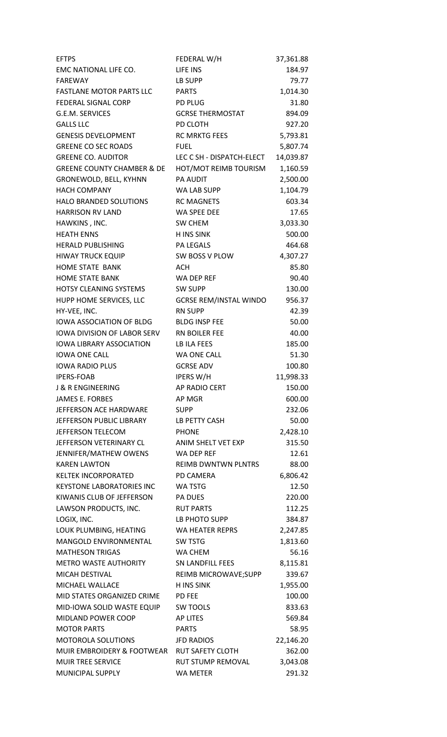| | | |
|---|---|---|
| EFTPS | FEDERAL W/H | 37,361.88 |
| EMC NATIONAL LIFE CO. | LIFE INS | 184.97 |
| FAREWAY | LB SUPP | 79.77 |
| FASTLANE MOTOR PARTS LLC | PARTS | 1,014.30 |
| FEDERAL SIGNAL CORP | PD PLUG | 31.80 |
| G.E.M. SERVICES | GCRSE THERMOSTAT | 894.09 |
| GALLS LLC | PD CLOTH | 927.20 |
| GENESIS DEVELOPMENT | RC MRKTG FEES | 5,793.81 |
| GREENE CO SEC ROADS | FUEL | 5,807.74 |
| GREENE CO. AUDITOR | LEC C SH - DISPATCH-ELECT | 14,039.87 |
| GREENE COUNTY CHAMBER & DE | HOT/MOT REIMB TOURISM | 1,160.59 |
| GRONEWOLD, BELL, KYHNN | PA AUDIT | 2,500.00 |
| HACH COMPANY | WA LAB SUPP | 1,104.79 |
| HALO BRANDED SOLUTIONS | RC MAGNETS | 603.34 |
| HARRISON RV LAND | WA SPEE DEE | 17.65 |
| HAWKINS , INC. | SW CHEM | 3,033.30 |
| HEATH ENNS | H INS SINK | 500.00 |
| HERALD PUBLISHING | PA LEGALS | 464.68 |
| HIWAY TRUCK EQUIP | SW BOSS V PLOW | 4,307.27 |
| HOME STATE BANK | ACH | 85.80 |
| HOME STATE BANK | WA DEP REF | 90.40 |
| HOTSY CLEANING SYSTEMS | SW SUPP | 130.00 |
| HUPP HOME SERVICES, LLC | GCRSE REM/INSTAL WINDO | 956.37 |
| HY-VEE, INC. | RN SUPP | 42.39 |
| IOWA ASSOCIATION OF BLDG | BLDG INSP FEE | 50.00 |
| IOWA DIVISION OF LABOR SERV | RN BOILER FEE | 40.00 |
| IOWA LIBRARY ASSOCIATION | LB ILA FEES | 185.00 |
| IOWA ONE CALL | WA ONE CALL | 51.30 |
| IOWA RADIO PLUS | GCRSE ADV | 100.80 |
| IPERS-FOAB | IPERS W/H | 11,998.33 |
| J & R ENGINEERING | AP RADIO CERT | 150.00 |
| JAMES E. FORBES | AP MGR | 600.00 |
| JEFFERSON ACE HARDWARE | SUPP | 232.06 |
| JEFFERSON PUBLIC LIBRARY | LB PETTY CASH | 50.00 |
| JEFFERSON TELECOM | PHONE | 2,428.10 |
| JEFFERSON VETERINARY CL | ANIM SHELT VET EXP | 315.50 |
| JENNIFER/MATHEW OWENS | WA DEP REF | 12.61 |
| KAREN LAWTON | REIMB DWNTWN PLNTRS | 88.00 |
| KELTEK INCORPORATED | PD CAMERA | 6,806.42 |
| KEYSTONE LABORATORIES INC | WA TSTG | 12.50 |
| KIWANIS CLUB OF JEFFERSON | PA DUES | 220.00 |
| LAWSON PRODUCTS, INC. | RUT PARTS | 112.25 |
| LOGIX, INC. | LB PHOTO SUPP | 384.87 |
| LOUK PLUMBING, HEATING | WA HEATER REPRS | 2,247.85 |
| MANGOLD ENVIRONMENTAL | SW TSTG | 1,813.60 |
| MATHESON TRIGAS | WA CHEM | 56.16 |
| METRO WASTE AUTHORITY | SN LANDFILL FEES | 8,115.81 |
| MICAH DESTIVAL | REIMB MICROWAVE;SUPP | 339.67 |
| MICHAEL WALLACE | H INS SINK | 1,955.00 |
| MID STATES ORGANIZED CRIME | PD FEE | 100.00 |
| MID-IOWA SOLID WASTE EQUIP | SW TOOLS | 833.63 |
| MIDLAND POWER COOP | AP LITES | 569.84 |
| MOTOR PARTS | PARTS | 58.95 |
| MOTOROLA SOLUTIONS | JFD RADIOS | 22,146.20 |
| MUIR EMBROIDERY & FOOTWEAR | RUT SAFETY CLOTH | 362.00 |
| MUIR TREE SERVICE | RUT STUMP REMOVAL | 3,043.08 |
| MUNICIPAL SUPPLY | WA METER | 291.32 |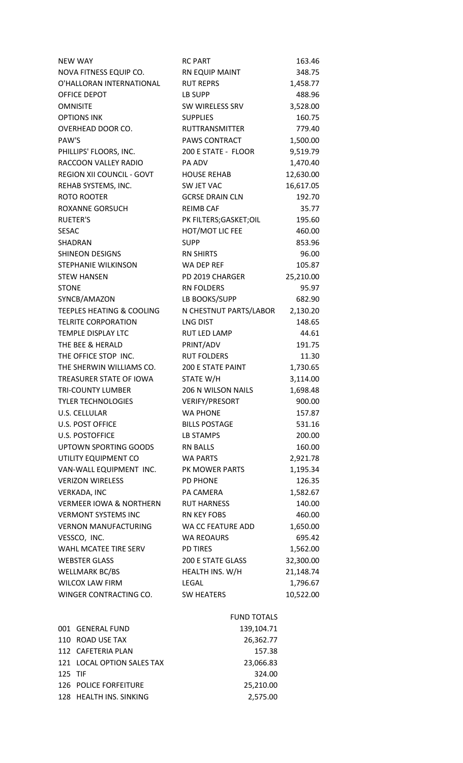| | | |
|---|---|---|
| NEW WAY | RC PART | 163.46 |
| NOVA FITNESS EQUIP CO. | RN EQUIP MAINT | 348.75 |
| O'HALLORAN INTERNATIONAL | RUT REPRS | 1,458.77 |
| OFFICE DEPOT | LB SUPP | 488.96 |
| OMNISITE | SW WIRELESS SRV | 3,528.00 |
| OPTIONS INK | SUPPLIES | 160.75 |
| OVERHEAD DOOR CO. | RUTTRANSMITTER | 779.40 |
| PAW'S | PAWS CONTRACT | 1,500.00 |
| PHILLIPS' FLOORS, INC. | 200 E STATE - FLOOR | 9,519.79 |
| RACCOON VALLEY RADIO | PA ADV | 1,470.40 |
| REGION XII COUNCIL - GOVT | HOUSE REHAB | 12,630.00 |
| REHAB SYSTEMS, INC. | SW JET VAC | 16,617.05 |
| ROTO ROOTER | GCRSE DRAIN CLN | 192.70 |
| ROXANNE GORSUCH | REIMB CAF | 35.77 |
| RUETER'S | PK FILTERS;GASKET;OIL | 195.60 |
| SESAC | HOT/MOT LIC FEE | 460.00 |
| SHADRAN | SUPP | 853.96 |
| SHINEON DESIGNS | RN SHIRTS | 96.00 |
| STEPHANIE WILKINSON | WA DEP REF | 105.87 |
| STEW HANSEN | PD 2019 CHARGER | 25,210.00 |
| STONE | RN FOLDERS | 95.97 |
| SYNCB/AMAZON | LB BOOKS/SUPP | 682.90 |
| TEEPLES HEATING & COOLING | N CHESTNUT PARTS/LABOR | 2,130.20 |
| TELRITE CORPORATION | LNG DIST | 148.65 |
| TEMPLE DISPLAY LTC | RUT LED LAMP | 44.61 |
| THE BEE & HERALD | PRINT/ADV | 191.75 |
| THE OFFICE STOP INC. | RUT FOLDERS | 11.30 |
| THE SHERWIN WILLIAMS CO. | 200 E STATE PAINT | 1,730.65 |
| TREASURER STATE OF IOWA | STATE W/H | 3,114.00 |
| TRI-COUNTY LUMBER | 206 N WILSON NAILS | 1,698.48 |
| TYLER TECHNOLOGIES | VERIFY/PRESORT | 900.00 |
| U.S. CELLULAR | WA PHONE | 157.87 |
| U.S. POST OFFICE | BILLS POSTAGE | 531.16 |
| U.S. POSTOFFICE | LB STAMPS | 200.00 |
| UPTOWN SPORTING GOODS | RN BALLS | 160.00 |
| UTILITY EQUIPMENT CO | WA PARTS | 2,921.78 |
| VAN-WALL EQUIPMENT INC. | PK MOWER PARTS | 1,195.34 |
| VERIZON WIRELESS | PD PHONE | 126.35 |
| VERKADA, INC | PA CAMERA | 1,582.67 |
| VERMEER IOWA & NORTHERN | RUT HARNESS | 140.00 |
| VERMONT SYSTEMS INC | RN KEY FOBS | 460.00 |
| VERNON MANUFACTURING | WA CC FEATURE ADD | 1,650.00 |
| VESSCO, INC. | WA REOAURS | 695.42 |
| WAHL MCATEE TIRE SERV | PD TIRES | 1,562.00 |
| WEBSTER GLASS | 200 E STATE GLASS | 32,300.00 |
| WELLMARK BC/BS | HEALTH INS. W/H | 21,148.74 |
| WILCOX LAW FIRM | LEGAL | 1,796.67 |
| WINGER CONTRACTING CO. | SW HEATERS | 10,522.00 |

| | | FUND TOTALS |
|---|---|---|
| 001 | GENERAL FUND | 139,104.71 |
| 110 | ROAD USE TAX | 26,362.77 |
| 112 | CAFETERIA PLAN | 157.38 |
| 121 | LOCAL OPTION SALES TAX | 23,066.83 |
| 125 | TIF | 324.00 |
| 126 | POLICE FORFEITURE | 25,210.00 |
| 128 | HEALTH INS. SINKING | 2,575.00 |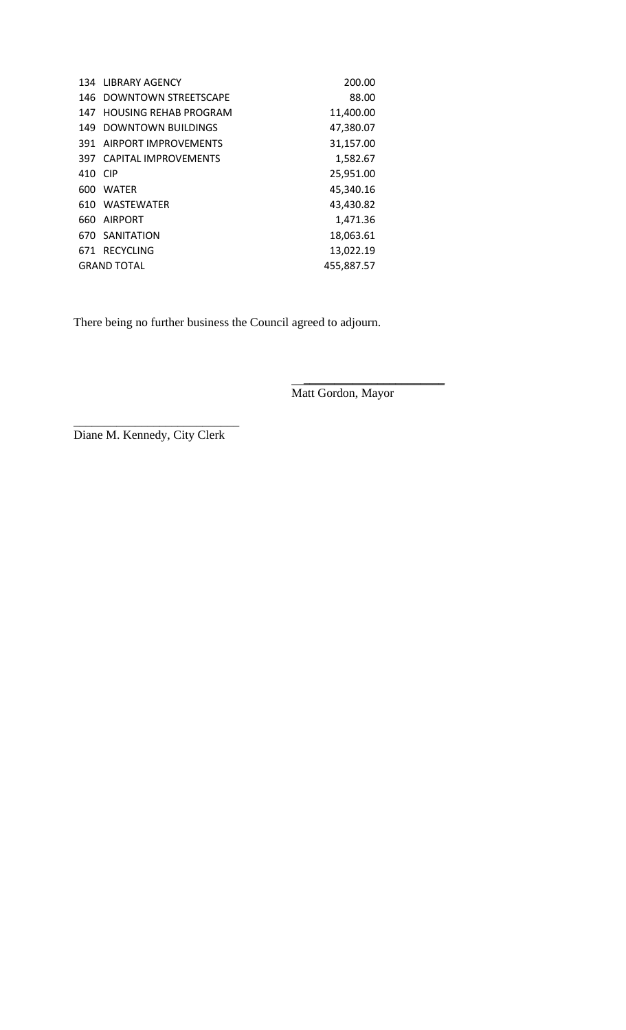| | | |
|---|---|---|
| 134 | LIBRARY AGENCY | 200.00 |
| 146 | DOWNTOWN STREETSCAPE | 88.00 |
| 147 | HOUSING REHAB PROGRAM | 11,400.00 |
| 149 | DOWNTOWN BUILDINGS | 47,380.07 |
| 391 | AIRPORT IMPROVEMENTS | 31,157.00 |
| 397 | CAPITAL IMPROVEMENTS | 1,582.67 |
| 410 | CIP | 25,951.00 |
| 600 | WATER | 45,340.16 |
| 610 | WASTEWATER | 43,430.82 |
| 660 | AIRPORT | 1,471.36 |
| 670 | SANITATION | 18,063.61 |
| 671 | RECYCLING | 13,022.19 |
| GRAND TOTAL | | 455,887.57 |

There being no further business the Council agreed to adjourn.

\_\_\_\_\_\_\_\_\_\_\_\_\_\_\_\_\_\_\_\_\_\_\_\_
Matt Gordon, Mayor

\_\_\_\_\_\_\_\_\_\_\_\_\_\_\_\_\_\_\_\_\_\_\_\_\_\_\_
Diane M. Kennedy, City Clerk